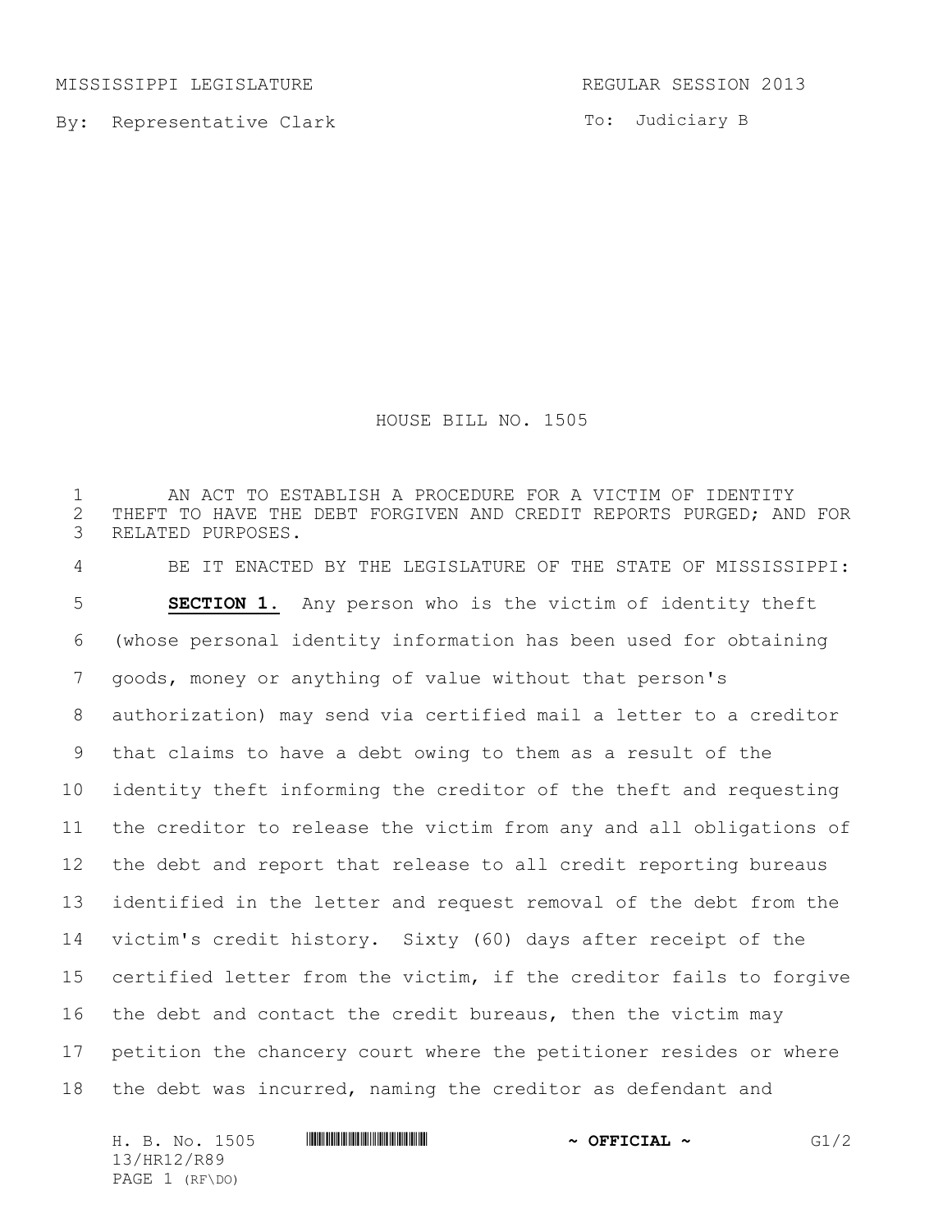MISSISSIPPI LEGISLATURE REGULAR SESSION 2013

By: Representative Clark

To: Judiciary B

# HOUSE BILL NO. 1505

AN ACT TO ESTABLISH A PROCEDURE FOR A VICTIM OF IDENTITY THEFT TO HAVE THE DEBT FORGIVEN AND CREDIT REPORTS PURGED; AND FOR RELATED PURPOSES.

BE IT ENACTED BY THE LEGISLATURE OF THE STATE OF MISSISSIPPI:

**SECTION 1.** Any person who is the victim of identity theft (whose personal identity information has been used for obtaining goods, money or anything of value without that person's authorization) may send via certified mail a letter to a creditor that claims to have a debt owing to them as a result of the identity theft informing the creditor of the theft and requesting the creditor to release the victim from any and all obligations of the debt and report that release to all credit reporting bureaus identified in the letter and request removal of the debt from the victim's credit history. Sixty (60) days after receipt of the certified letter from the victim, if the creditor fails to forgive the debt and contact the credit bureaus, then the victim may petition the chancery court where the petitioner resides or where the debt was incurred, naming the creditor as defendant and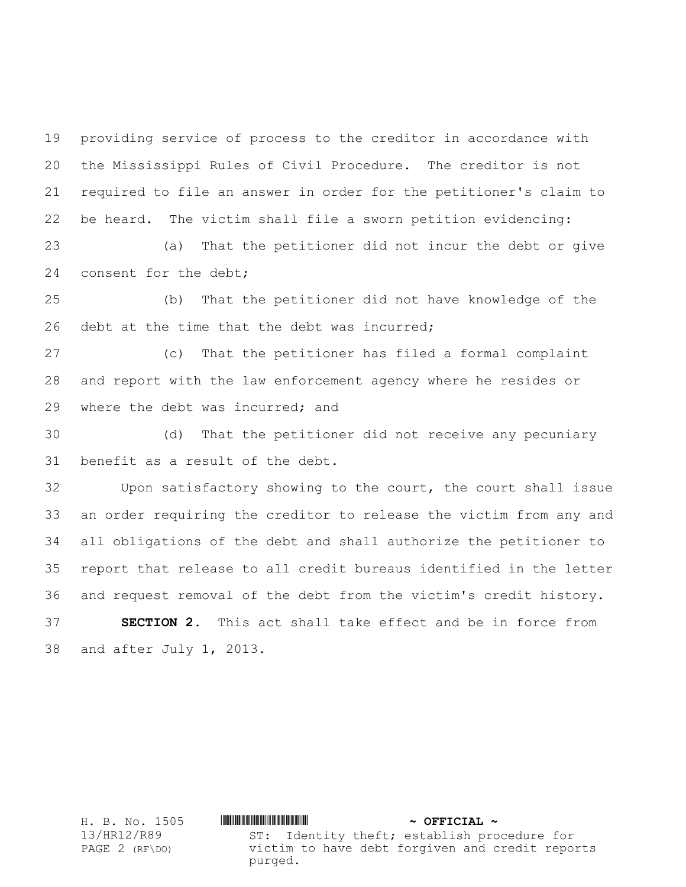providing service of process to the creditor in accordance with the Mississippi Rules of Civil Procedure. The creditor is not required to file an answer in order for the petitioner's claim to be heard. The victim shall file a sworn petition evidencing:

(a) That the petitioner did not incur the debt or give consent for the debt;

(b) That the petitioner did not have knowledge of the debt at the time that the debt was incurred;

(c) That the petitioner has filed a formal complaint and report with the law enforcement agency where he resides or where the debt was incurred; and

(d) That the petitioner did not receive any pecuniary benefit as a result of the debt.

Upon satisfactory showing to the court, the court shall issue an order requiring the creditor to release the victim from any and all obligations of the debt and shall authorize the petitioner to report that release to all credit bureaus identified in the letter and request removal of the debt from the victim's credit history.

**SECTION 2.** This act shall take effect and be in force from and after July 1, 2013.